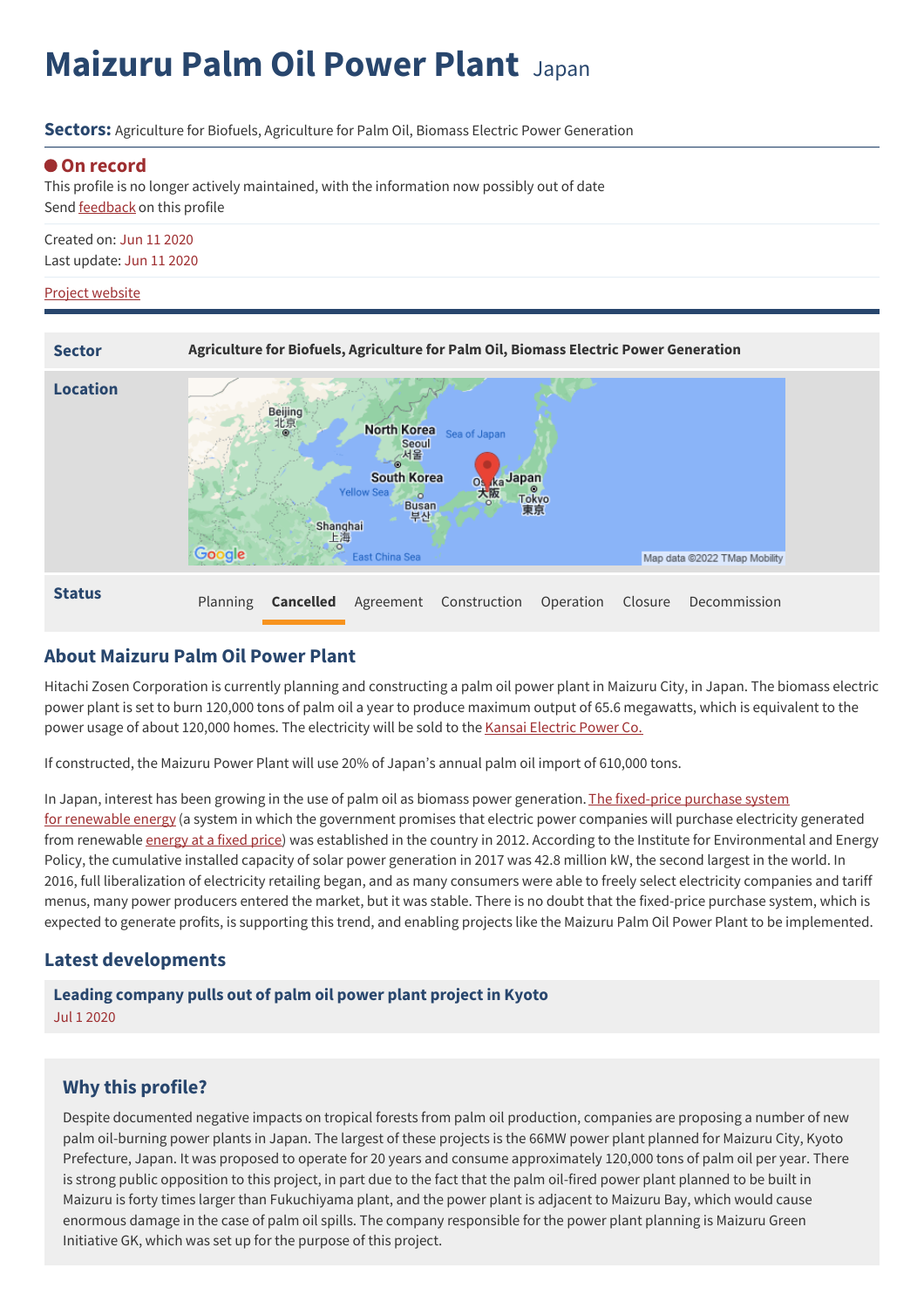# Maizuru Palm Oil Power Plant Japan

**Sectors:** Agriculture for Biofuels, Agriculture for Palm Oil, Biomass Electric Power Generation

**On record**

This profile is no longer actively maintained, with the information now possibly out of date

Send feedback on this profile

Created on: Jun 11 2020

Last update: Jun 11 2020

Project website

| | |
|---|---|
| **Sector** | **Agriculture for Biofuels, Agriculture for Palm Oil, Biomass Electric Power Generation** |
| **Location** | |
| **Status** | Planning **Cancelled** Agreement Construction Operation Closure Decommission |

## About Maizuru Palm Oil Power Plant

Hitachi Zosen Corporation is currently planning and constructing a palm oil power plant in Maizuru City, in Japan. The biomass electric power plant is set to burn 120,000 tons of palm oil a year to produce maximum output of 65.6 megawatts, which is equivalent to the power usage of about 120,000 homes. The electricity will be sold to the Kansai Electric Power Co.

If constructed, the Maizuru Power Plant will use 20% of Japan's annual palm oil import of 610,000 tons.

In Japan, interest has been growing in the use of palm oil as biomass power generation. The fixed-price purchase system for renewable energy (a system in which the government promises that electric power companies will purchase electricity generated from renewable energy at a fixed price) was established in the country in 2012. According to the Institute for Environmental and Energy Policy, the cumulative installed capacity of solar power generation in 2017 was 42.8 million kW, the second largest in the world. In 2016, full liberalization of electricity retailing began, and as many consumers were able to freely select electricity companies and tariff menus, many power producers entered the market, but it was stable. There is no doubt that the fixed-price purchase system, which is expected to generate profits, is supporting this trend, and enabling projects like the Maizuru Palm Oil Power Plant to be implemented.

## Latest developments

**Leading company pulls out of palm oil power plant project in Kyoto**

Jul 1 2020

## Why this profile?

Despite documented negative impacts on tropical forests from palm oil production, companies are proposing a number of new palm oil-burning power plants in Japan. The largest of these projects is the 66MW power plant planned for Maizuru City, Kyoto Prefecture, Japan. It was proposed to operate for 20 years and consume approximately 120,000 tons of palm oil per year. There is strong public opposition to this project, in part due to the fact that the palm oil-fired power plant planned to be built in Maizuru is forty times larger than Fukuchiyama plant, and the power plant is adjacent to Maizuru Bay, which would cause enormous damage in the case of palm oil spills. The company responsible for the power plant planning is Maizuru Green Initiative GK, which was set up for the purpose of this project.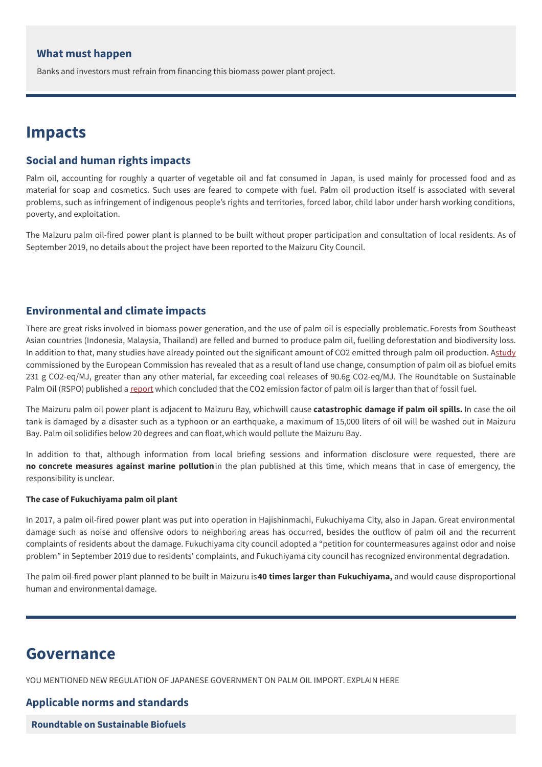### What must happen

Banks and investors must refrain from financing this biomass power plant project.

# Impacts

## Social and human rights impacts

Palm oil, accounting for roughly a quarter of vegetable oil and fat consumed in Japan, is used mainly for processed food and as material for soap and cosmetics. Such uses are feared to compete with fuel. Palm oil production itself is associated with several problems, such as infringement of indigenous people's rights and territories, forced labor, child labor under harsh working conditions, poverty, and exploitation.

The Maizuru palm oil-fired power plant is planned to be built without proper participation and consultation of local residents. As of September 2019, no details about the project have been reported to the Maizuru City Council.

## Environmental and climate impacts

There are great risks involved in biomass power generation, and the use of palm oil is especially problematic. Forests from Southeast Asian countries (Indonesia, Malaysia, Thailand) are felled and burned to produce palm oil, fuelling deforestation and biodiversity loss. In addition to that, many studies have already pointed out the significant amount of $CO_2$ emitted through palm oil production. Astudy commissioned by the European Commission has revealed that as a result of land use change, consumption of palm oil as biofuel emits 231 g $CO_2$-eq/MJ, greater than any other material, far exceeding coal releases of 90.6g $CO_2$-eq/MJ. The Roundtable on Sustainable Palm Oil (RSPO) published a report which concluded that the $CO_2$ emission factor of palm oil is larger than that of fossil fuel.

The Maizuru palm oil power plant is adjacent to Maizuru Bay, whichwill cause **catastrophic damage if palm oil spills.** In case the oil tank is damaged by a disaster such as a typhoon or an earthquake, a maximum of 15,000 liters of oil will be washed out in Maizuru Bay. Palm oil solidifies below 20 degrees and can float, which would pollute the Maizuru Bay.

In addition to that, although information from local briefing sessions and information disclosure were requested, there are **no concrete measures against marine pollution** in the plan published at this time, which means that in case of emergency, the responsibility is unclear.

**The case of Fukuchiyama palm oil plant**

In 2017, a palm oil-fired power plant was put into operation in Hajishinmachi, Fukuchiyama City, also in Japan. Great environmental damage such as noise and offensive odors to neighboring areas has occurred, besides the outflow of palm oil and the recurrent complaints of residents about the damage. Fukuchiyama city council adopted a "petition for countermeasures against odor and noise problem" in September 2019 due to residents' complaints, and Fukuchiyama city council has recognized environmental degradation.

The palm oil-fired power plant planned to be built in Maizuru is **40 times larger than Fukuchiyama,** and would cause disproportional human and environmental damage.

# Governance

YOU MENTIONED NEW REGULATION OF JAPANESE GOVERNMENT ON PALM OIL IMPORT. EXPLAIN HERE

## Applicable norms and standards

### Roundtable on Sustainable Biofuels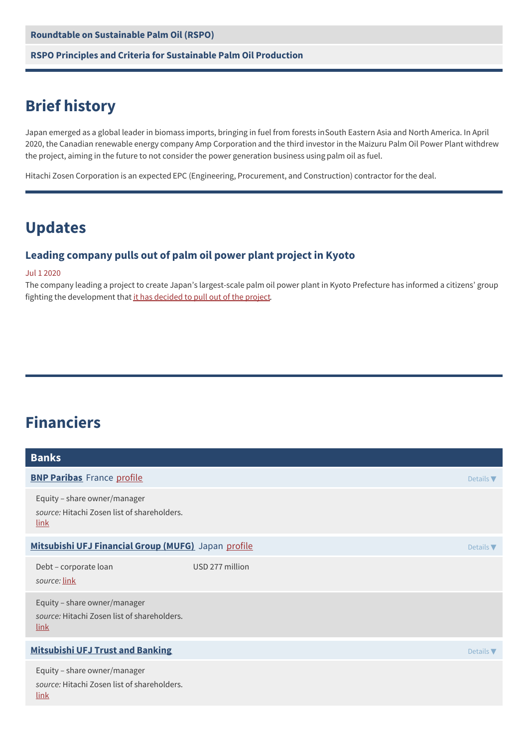**Roundtable on Sustainable Palm Oil (RSPO)**

**RSPO Principles and Criteria for Sustainable Palm Oil Production**

## Brief history

Japan emerged as a global leader in biomass imports, bringing in fuel from forests inSouth Eastern Asia and North America. In April 2020, the Canadian renewable energy company Amp Corporation and the third investor in the Maizuru Palm Oil Power Plant withdrew the project, aiming in the future to not consider the power generation business using palm oil as fuel.

Hitachi Zosen Corporation is an expected EPC (Engineering, Procurement, and Construction) contractor for the deal.

## Updates

### Leading company pulls out of palm oil power plant project in Kyoto

Jul 1 2020

The company leading a project to create Japan's largest-scale palm oil power plant in Kyoto Prefecture has informed a citizens' group fighting the development that it has decided to pull out of the project.

## Financiers

### Banks

**BNP Paribas** France profile — Details ▼

Equity – share owner/manager

*source:* Hitachi Zosen list of shareholders. link

**Mitsubishi UFJ Financial Group (MUFG)** Japan profile — Details ▼

Debt – corporate loan — USD 277 million

*source:* link

Equity – share owner/manager

*source:* Hitachi Zosen list of shareholders. link

**Mitsubishi UFJ Trust and Banking** — Details ▼

Equity – share owner/manager

*source:* Hitachi Zosen list of shareholders. link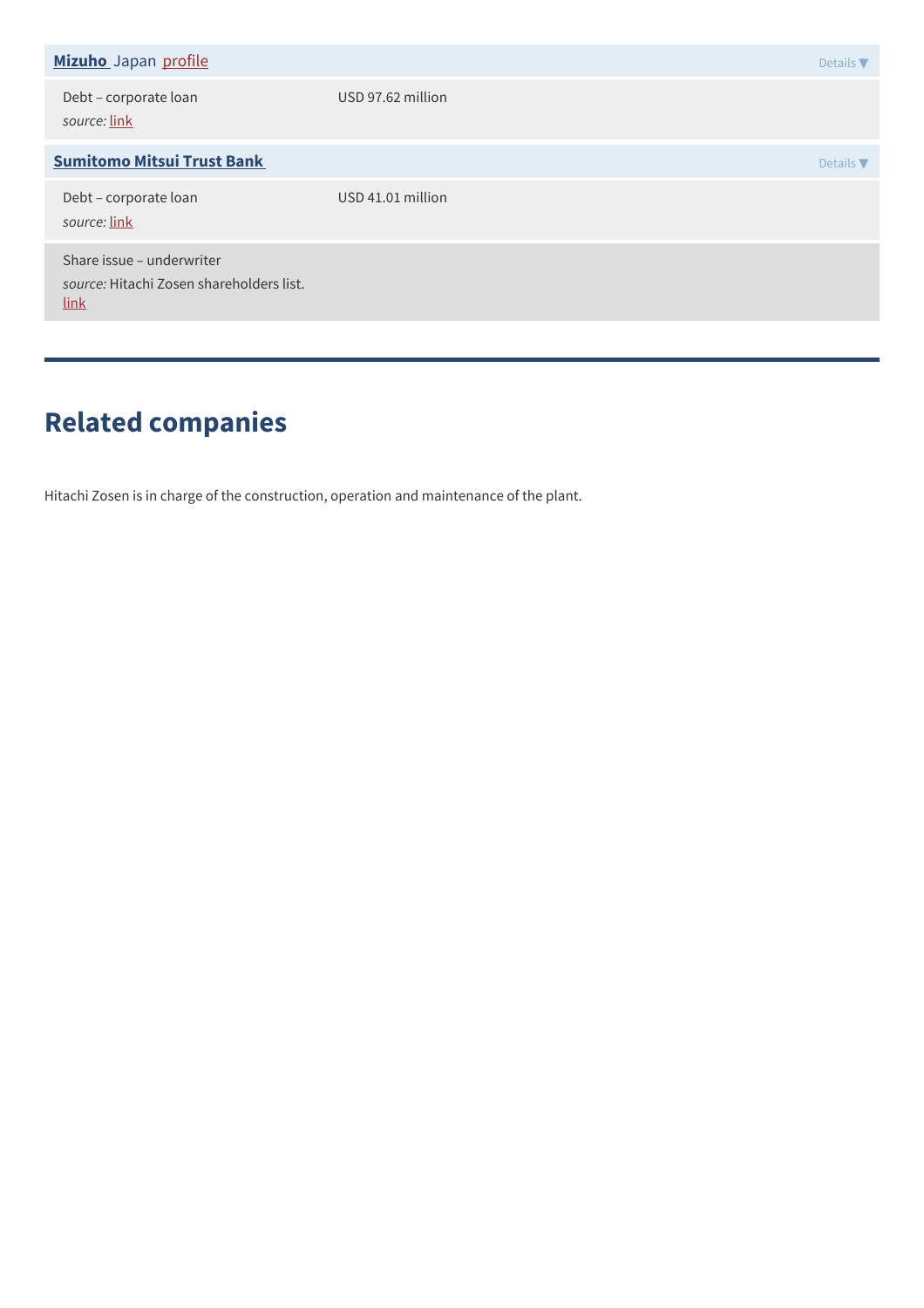| | | |
|---|---|---|
| **Mizuho** Japan profile | | Details ▼ |
| Debt – corporate loan<br>*source:* link | USD 97.62 million | |
| **Sumitomo Mitsui Trust Bank** | | Details ▼ |
| Debt – corporate loan<br>*source:* link | USD 41.01 million | |
| Share issue – underwriter<br>*source:* Hitachi Zosen shareholders list. link | | |

## Related companies

Hitachi Zosen is in charge of the construction, operation and maintenance of the plant.